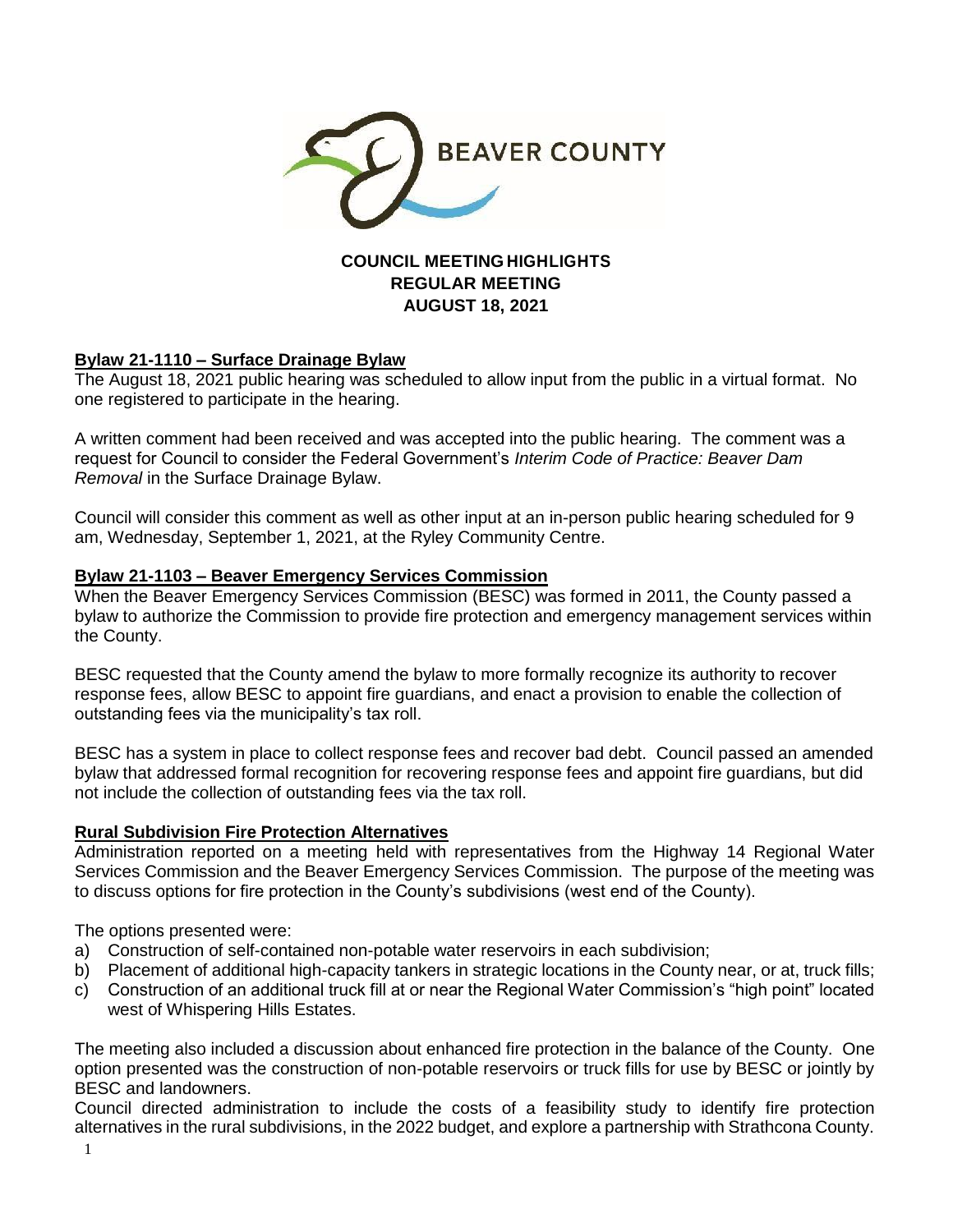BEAVER COUNTY

# COUNCIL MEETING HIGHLIGHTS
## REGULAR MEETING
## AUGUST 18, 2021

### Bylaw 21-1110 – Surface Drainage Bylaw

The August 18, 2021 public hearing was scheduled to allow input from the public in a virtual format. No one registered to participate in the hearing.

A written comment had been received and was accepted into the public hearing. The comment was a request for Council to consider the Federal Government's *Interim Code of Practice: Beaver Dam Removal* in the Surface Drainage Bylaw.

Council will consider this comment as well as other input at an in-person public hearing scheduled for 9 am, Wednesday, September 1, 2021, at the Ryley Community Centre.

### Bylaw 21-1103 – Beaver Emergency Services Commission

When the Beaver Emergency Services Commission (BESC) was formed in 2011, the County passed a bylaw to authorize the Commission to provide fire protection and emergency management services within the County.

BESC requested that the County amend the bylaw to more formally recognize its authority to recover response fees, allow BESC to appoint fire guardians, and enact a provision to enable the collection of outstanding fees via the municipality's tax roll.

BESC has a system in place to collect response fees and recover bad debt. Council passed an amended bylaw that addressed formal recognition for recovering response fees and appoint fire guardians, but did not include the collection of outstanding fees via the tax roll.

### Rural Subdivision Fire Protection Alternatives

Administration reported on a meeting held with representatives from the Highway 14 Regional Water Services Commission and the Beaver Emergency Services Commission. The purpose of the meeting was to discuss options for fire protection in the County's subdivisions (west end of the County).

The options presented were:

a) Construction of self-contained non-potable water reservoirs in each subdivision;
b) Placement of additional high-capacity tankers in strategic locations in the County near, or at, truck fills;
c) Construction of an additional truck fill at or near the Regional Water Commission's "high point" located west of Whispering Hills Estates.

The meeting also included a discussion about enhanced fire protection in the balance of the County. One option presented was the construction of non-potable reservoirs or truck fills for use by BESC or jointly by BESC and landowners.

Council directed administration to include the costs of a feasibility study to identify fire protection alternatives in the rural subdivisions, in the 2022 budget, and explore a partnership with Strathcona County.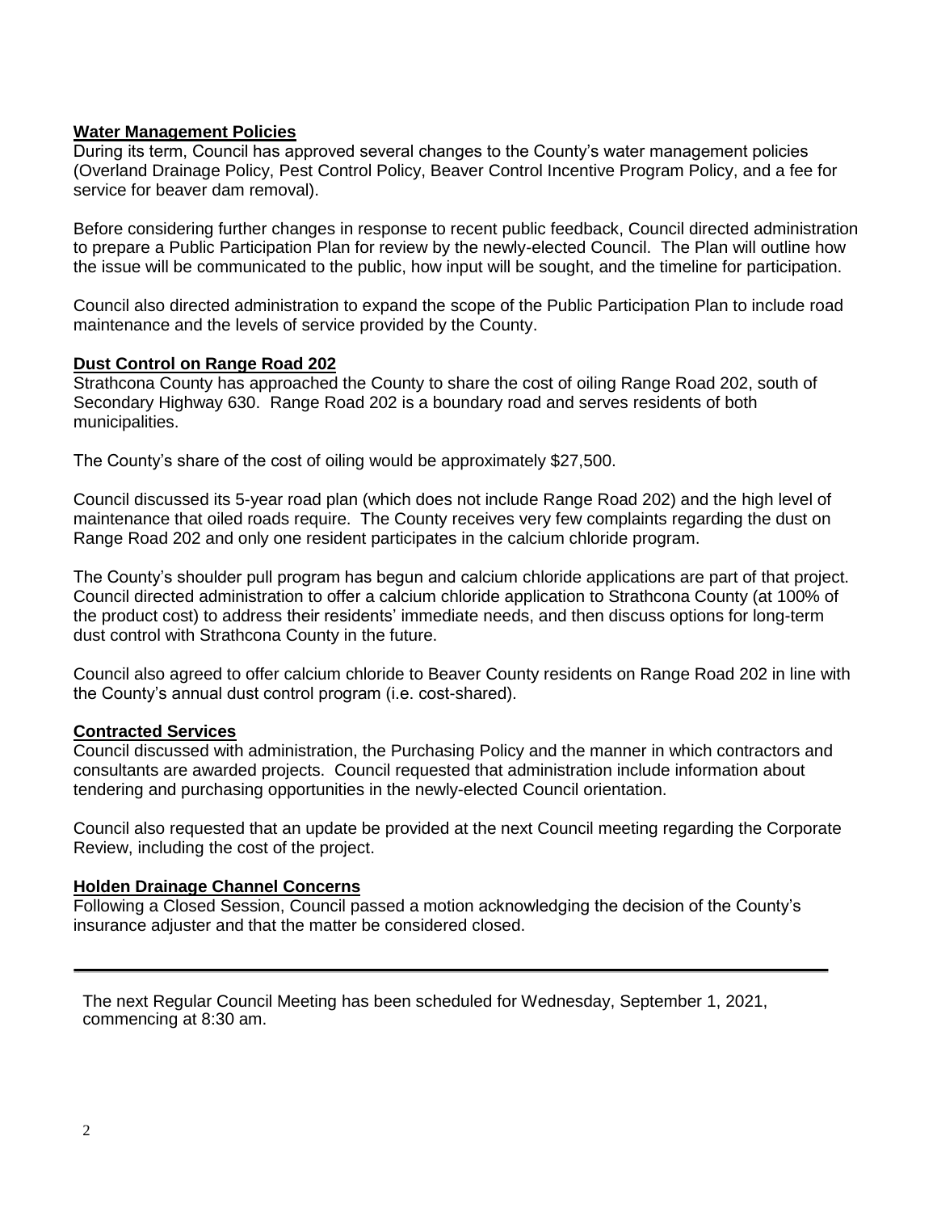**Water Management Policies**

During its term, Council has approved several changes to the County's water management policies (Overland Drainage Policy, Pest Control Policy, Beaver Control Incentive Program Policy, and a fee for service for beaver dam removal).

Before considering further changes in response to recent public feedback, Council directed administration to prepare a Public Participation Plan for review by the newly-elected Council. The Plan will outline how the issue will be communicated to the public, how input will be sought, and the timeline for participation.

Council also directed administration to expand the scope of the Public Participation Plan to include road maintenance and the levels of service provided by the County.

**Dust Control on Range Road 202**

Strathcona County has approached the County to share the cost of oiling Range Road 202, south of Secondary Highway 630. Range Road 202 is a boundary road and serves residents of both municipalities.

The County's share of the cost of oiling would be approximately $27,500.

Council discussed its 5-year road plan (which does not include Range Road 202) and the high level of maintenance that oiled roads require. The County receives very few complaints regarding the dust on Range Road 202 and only one resident participates in the calcium chloride program.

The County's shoulder pull program has begun and calcium chloride applications are part of that project. Council directed administration to offer a calcium chloride application to Strathcona County (at 100% of the product cost) to address their residents' immediate needs, and then discuss options for long-term dust control with Strathcona County in the future.

Council also agreed to offer calcium chloride to Beaver County residents on Range Road 202 in line with the County's annual dust control program (i.e. cost-shared).

**Contracted Services**

Council discussed with administration, the Purchasing Policy and the manner in which contractors and consultants are awarded projects. Council requested that administration include information about tendering and purchasing opportunities in the newly-elected Council orientation.

Council also requested that an update be provided at the next Council meeting regarding the Corporate Review, including the cost of the project.

**Holden Drainage Channel Concerns**

Following a Closed Session, Council passed a motion acknowledging the decision of the County's insurance adjuster and that the matter be considered closed.

---

The next Regular Council Meeting has been scheduled for Wednesday, September 1, 2021, commencing at 8:30 am.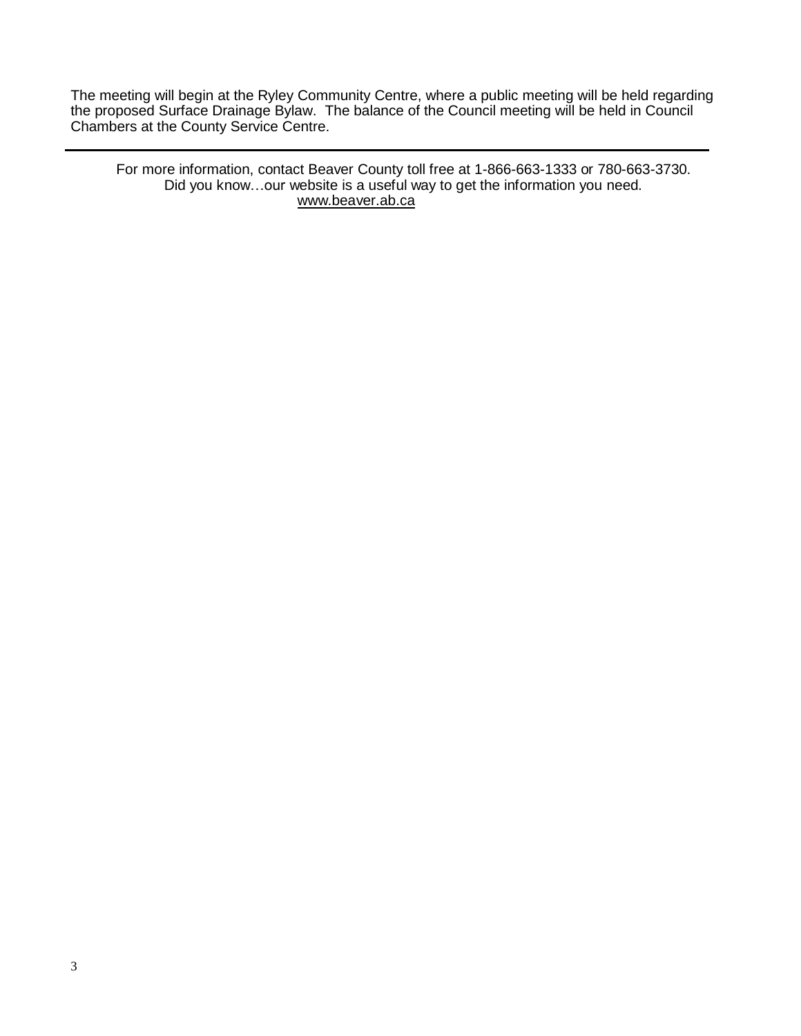The meeting will begin at the Ryley Community Centre, where a public meeting will be held regarding the proposed Surface Drainage Bylaw. The balance of the Council meeting will be held in Council Chambers at the County Service Centre.

---

For more information, contact Beaver County toll free at 1-866-663-1333 or 780-663-3730.
Did you know…our website is a useful way to get the information you need.
www.beaver.ab.ca